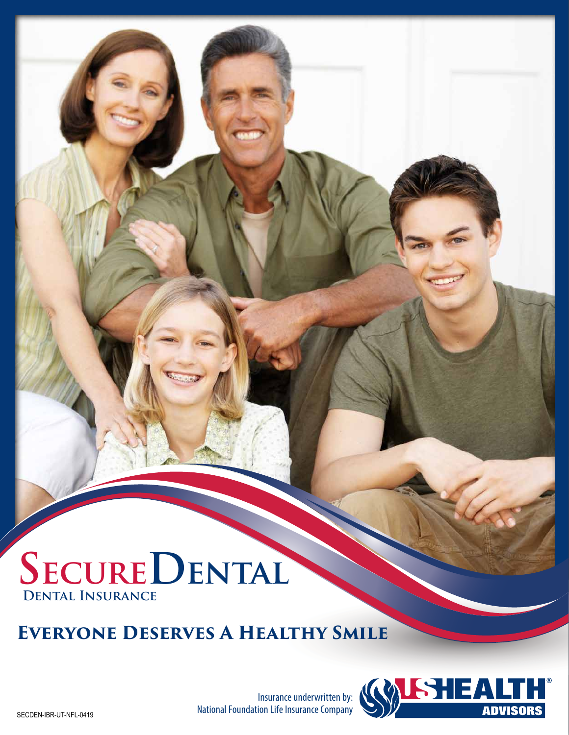# SecureDental

**Dental Insurance**

## Everyone Deserves A Healthy Smile

Insurance underwritten by:
National Foundation Life Insurance Company

USHEALTH ADVISORS®

SECDEN-IBR-UT-NFL-0419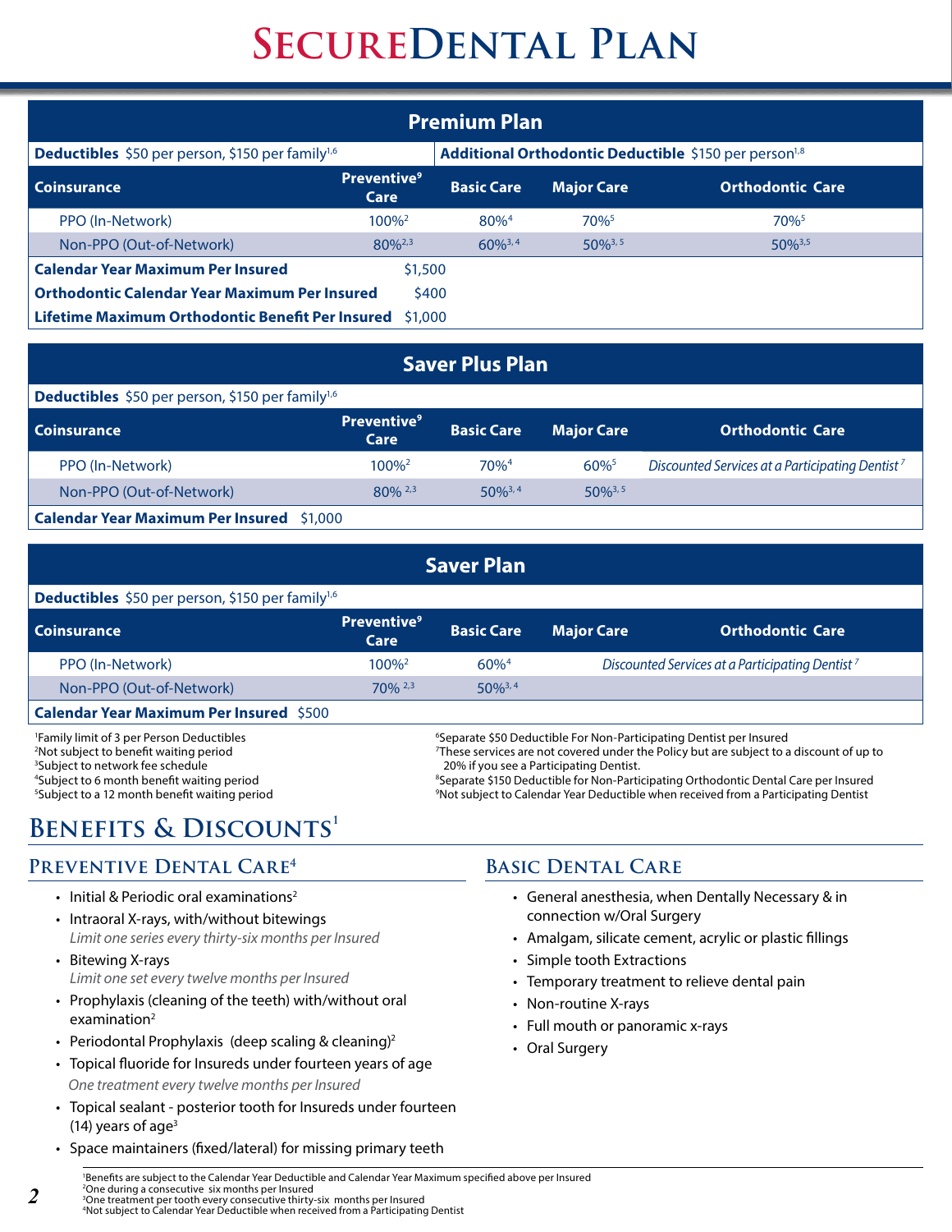# SecureDental Plan

## Premium Plan

| **Deductibles** $50 per person, $150 per family[1,6] | | | **Additional Orthodontic Deductible** $150 per person[1,8] | |
|---|---|---|---|---|
| **Coinsurance** | **Preventive[9] Care** | **Basic Care** | **Major Care** | **Orthodontic Care** |
| PPO (In-Network) | 100%[2] | 80%[4] | 70%[5] | 70%[5] |
| Non-PPO (Out-of-Network) | 80%[2,3] | 60%[3,4] | 50%[3,5] | 50%[3,5] |
| **Calendar Year Maximum Per Insured** | $1,500 | | | |
| **Orthodontic Calendar Year Maximum Per Insured** | $400 | | | |
| **Lifetime Maximum Orthodontic Benefit Per Insured** | $1,000 | | | |

## Saver Plus Plan

**Deductibles** $50 per person, $150 per family[1,6]

| **Coinsurance** | **Preventive[9] Care** | **Basic Care** | **Major Care** | **Orthodontic Care** |
|---|---|---|---|---|
| PPO (In-Network) | 100%[2] | 70%[4] | 60%[5] | *Discounted Services at a Participating Dentist[7]* |
| Non-PPO (Out-of-Network) | 80%[2,3] | 50%[3,4] | 50%[3,5] | |
| **Calendar Year Maximum Per Insured** $1,000 | | | | |

## Saver Plan

**Deductibles** $50 per person, $150 per family[1,6]

| **Coinsurance** | **Preventive[9] Care** | **Basic Care** | **Major Care** | **Orthodontic Care** |
|---|---|---|---|---|
| PPO (In-Network) | 100%[2] | 60%[4] | *Discounted Services at a Participating Dentist[7]* | |
| Non-PPO (Out-of-Network) | 70%[2,3] | 50%[3,4] | | |
| **Calendar Year Maximum Per Insured** $500 | | | | |

[1]Family limit of 3 per Person Deductibles
[2]Not subject to benefit waiting period
[3]Subject to network fee schedule
[4]Subject to 6 month benefit waiting period
[5]Subject to a 12 month benefit waiting period
[6]Separate $50 Deductible For Non-Participating Dentist per Insured
[7]These services are not covered under the Policy but are subject to a discount of up to 20% if you see a Participating Dentist.
[8]Separate $150 Deductible for Non-Participating Orthodontic Dental Care per Insured
[9]Not subject to Calendar Year Deductible when received from a Participating Dentist

# Benefits & Discounts[1]

## Preventive Dental Care[4]

- Initial & Periodic oral examinations[2]
- Intraoral X-rays, with/without bitewings
  *Limit one series every thirty-six months per Insured*
- Bitewing X-rays
  *Limit one set every twelve months per Insured*
- Prophylaxis (cleaning of the teeth) with/without oral examination[2]
- Periodontal Prophylaxis (deep scaling & cleaning)[2]
- Topical fluoride for Insureds under fourteen years of age
  *One treatment every twelve months per Insured*
- Topical sealant - posterior tooth for Insureds under fourteen (14) years of age[3]
- Space maintainers (fixed/lateral) for missing primary teeth

## Basic Dental Care

- General anesthesia, when Dentally Necessary & in connection w/Oral Surgery
- Amalgam, silicate cement, acrylic or plastic fillings
- Simple tooth Extractions
- Temporary treatment to relieve dental pain
- Non-routine X-rays
- Full mouth or panoramic x-rays
- Oral Surgery

[1]Benefits are subject to the Calendar Year Deductible and Calendar Year Maximum specified above per Insured
[2]One during a consecutive six months per Insured
[3]One treatment per tooth every consecutive thirty-six months per Insured
[4]Not subject to Calendar Year Deductible when received from a Participating Dentist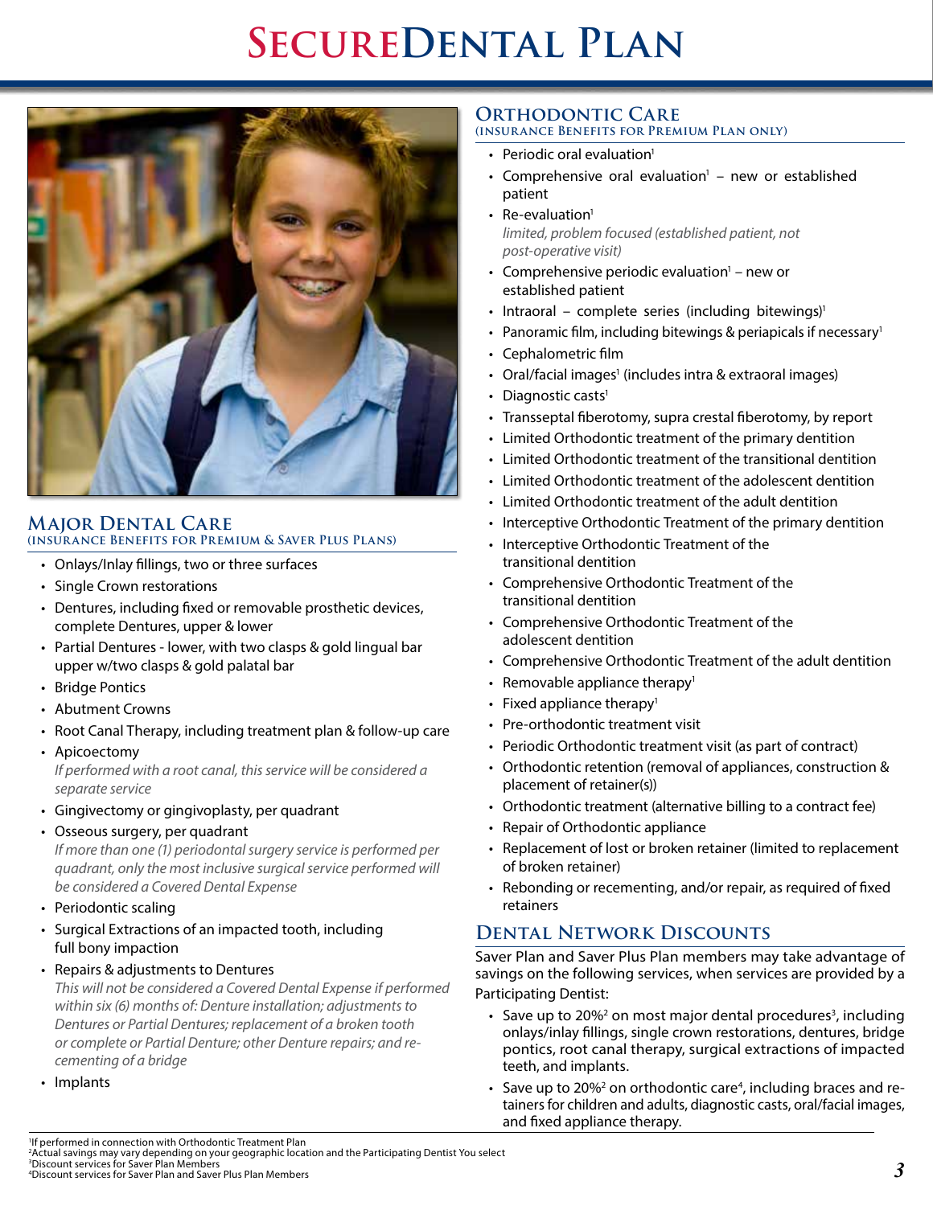# SecureDental Plan

## Major Dental Care
### (Insurance Benefits for Premium & Saver Plus Plans)

- Onlays/Inlay fillings, two or three surfaces
- Single Crown restorations
- Dentures, including fixed or removable prosthetic devices, complete Dentures, upper & lower
- Partial Dentures - lower, with two clasps & gold lingual bar upper w/two clasps & gold palatal bar
- Bridge Pontics
- Abutment Crowns
- Root Canal Therapy, including treatment plan & follow-up care
- Apicoectomy
  *If performed with a root canal, this service will be considered a separate service*
- Gingivectomy or gingivoplasty, per quadrant
- Osseous surgery, per quadrant
  *If more than one (1) periodontal surgery service is performed per quadrant, only the most inclusive surgical service performed will be considered a Covered Dental Expense*
- Periodontic scaling
- Surgical Extractions of an impacted tooth, including full bony impaction
- Repairs & adjustments to Dentures
  *This will not be considered a Covered Dental Expense if performed within six (6) months of: Denture installation; adjustments to Dentures or Partial Dentures; replacement of a broken tooth or complete or Partial Denture; other Denture repairs; and re-cementing of a bridge*
- Implants

## Orthodontic Care
### (Insurance Benefits for Premium Plan Only)

- Periodic oral evaluation[1]
- Comprehensive oral evaluation[1] – new or established patient
- Re-evaluation[1]
  *limited, problem focused (established patient, not post-operative visit)*
- Comprehensive periodic evaluation[1] – new or established patient
- Intraoral – complete series (including bitewings)[1]
- Panoramic film, including bitewings & periapicals if necessary[1]
- Cephalometric film
- Oral/facial images[1] (includes intra & extraoral images)
- Diagnostic casts[1]
- Transseptal fiberotomy, supra crestal fiberotomy, by report
- Limited Orthodontic treatment of the primary dentition
- Limited Orthodontic treatment of the transitional dentition
- Limited Orthodontic treatment of the adolescent dentition
- Limited Orthodontic treatment of the adult dentition
- Interceptive Orthodontic Treatment of the primary dentition
- Interceptive Orthodontic Treatment of the transitional dentition
- Comprehensive Orthodontic Treatment of the transitional dentition
- Comprehensive Orthodontic Treatment of the adolescent dentition
- Comprehensive Orthodontic Treatment of the adult dentition
- Removable appliance therapy[1]
- Fixed appliance therapy[1]
- Pre-orthodontic treatment visit
- Periodic Orthodontic treatment visit (as part of contract)
- Orthodontic retention (removal of appliances, construction & placement of retainer(s))
- Orthodontic treatment (alternative billing to a contract fee)
- Repair of Orthodontic appliance
- Replacement of lost or broken retainer (limited to replacement of broken retainer)
- Rebonding or recementing, and/or repair, as required of fixed retainers

## Dental Network Discounts

Saver Plan and Saver Plus Plan members may take advantage of savings on the following services, when services are provided by a Participating Dentist:

- Save up to 20%[2] on most major dental procedures[3], including onlays/inlay fillings, single crown restorations, dentures, bridge pontics, root canal therapy, surgical extractions of impacted teeth, and implants.
- Save up to 20%[2] on orthodontic care[4], including braces and retainers for children and adults, diagnostic casts, oral/facial images, and fixed appliance therapy.

[1]If performed in connection with Orthodontic Treatment Plan
[2]Actual savings may vary depending on your geographic location and the Participating Dentist You select
[3]Discount services for Saver Plan Members
[4]Discount services for Saver Plan and Saver Plus Plan Members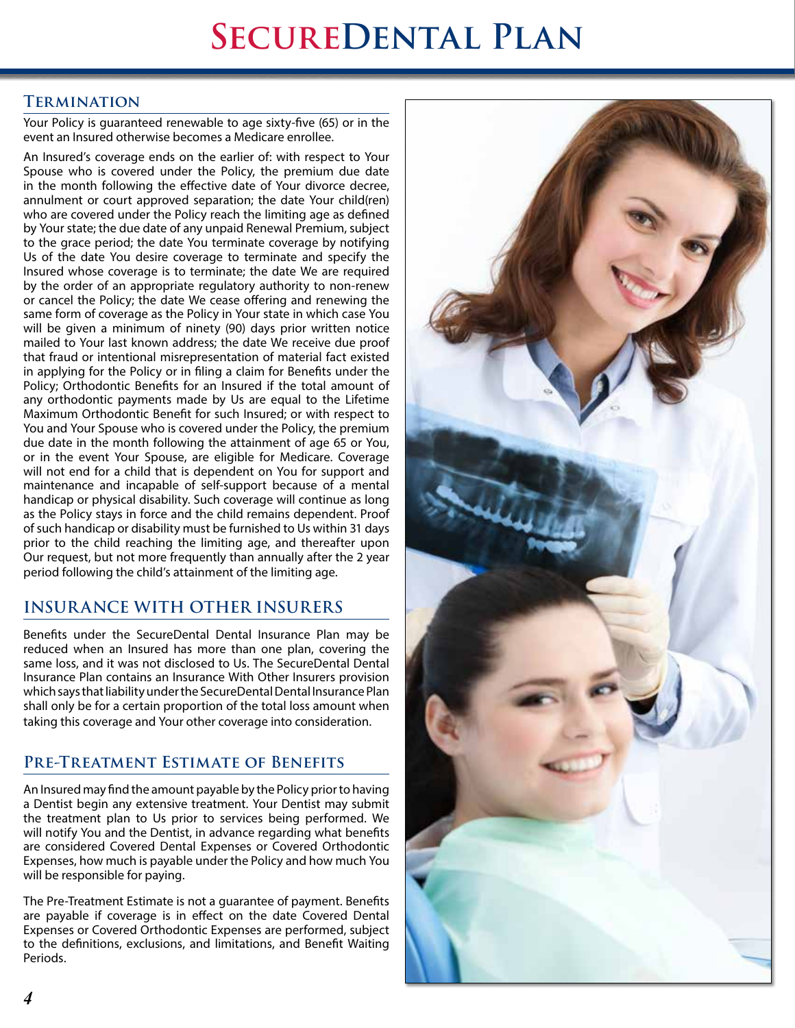## Termination

Your Policy is guaranteed renewable to age sixty-five (65) or in the event an Insured otherwise becomes a Medicare enrollee.

An Insured's coverage ends on the earlier of: with respect to Your Spouse who is covered under the Policy, the premium due date in the month following the effective date of Your divorce decree, annulment or court approved separation; the date Your child(ren) who are covered under the Policy reach the limiting age as defined by Your state; the due date of any unpaid Renewal Premium, subject to the grace period; the date You terminate coverage by notifying Us of the date You desire coverage to terminate and specify the Insured whose coverage is to terminate; the date We are required by the order of an appropriate regulatory authority to non-renew or cancel the Policy; the date We cease offering and renewing the same form of coverage as the Policy in Your state in which case You will be given a minimum of ninety (90) days prior written notice mailed to Your last known address; the date We receive due proof that fraud or intentional misrepresentation of material fact existed in applying for the Policy or in filing a claim for Benefits under the Policy; Orthodontic Benefits for an Insured if the total amount of any orthodontic payments made by Us are equal to the Lifetime Maximum Orthodontic Benefit for such Insured; or with respect to You and Your Spouse who is covered under the Policy, the premium due date in the month following the attainment of age 65 or You, or in the event Your Spouse, are eligible for Medicare. Coverage will not end for a child that is dependent on You for support and maintenance and incapable of self-support because of a mental handicap or physical disability. Such coverage will continue as long as the Policy stays in force and the child remains dependent. Proof of such handicap or disability must be furnished to Us within 31 days prior to the child reaching the limiting age, and thereafter upon Our request, but not more frequently than annually after the 2 year period following the child's attainment of the limiting age.

## Insurance with Other Insurers

Benefits under the SecureDental Dental Insurance Plan may be reduced when an Insured has more than one plan, covering the same loss, and it was not disclosed to Us. The SecureDental Dental Insurance Plan contains an Insurance With Other Insurers provision which says that liability under the SecureDental Dental Insurance Plan shall only be for a certain proportion of the total loss amount when taking this coverage and Your other coverage into consideration.

## Pre-Treatment Estimate of Benefits

An Insured may find the amount payable by the Policy prior to having a Dentist begin any extensive treatment. Your Dentist may submit the treatment plan to Us prior to services being performed. We will notify You and the Dentist, in advance regarding what benefits are considered Covered Dental Expenses or Covered Orthodontic Expenses, how much is payable under the Policy and how much You will be responsible for paying.

The Pre-Treatment Estimate is not a guarantee of payment. Benefits are payable if coverage is in effect on the date Covered Dental Expenses or Covered Orthodontic Expenses are performed, subject to the definitions, exclusions, and limitations, and Benefit Waiting Periods.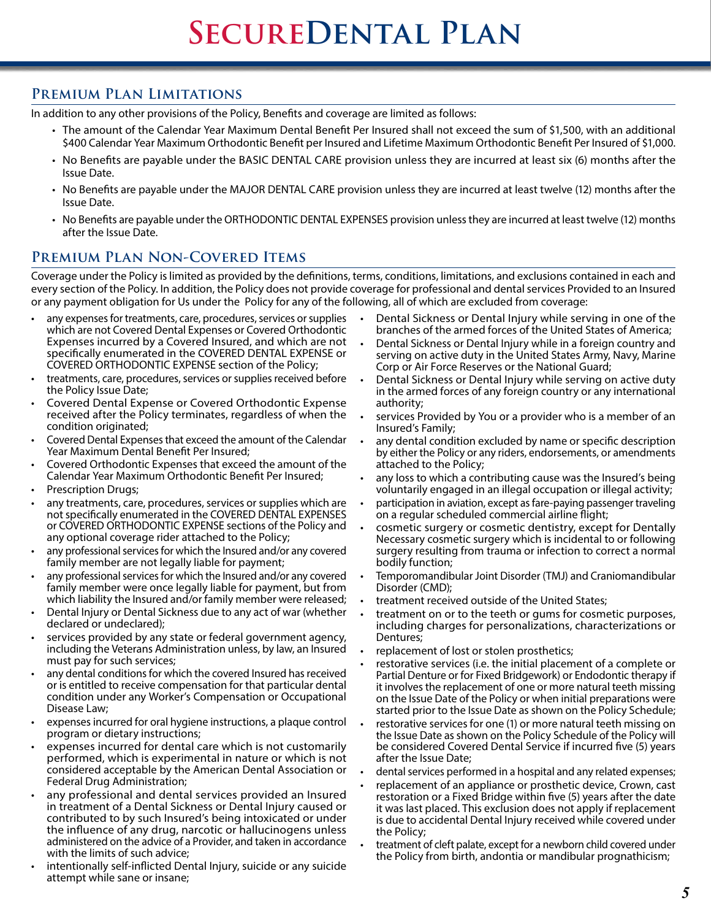# SecureDental Plan

## Premium Plan Limitations

In addition to any other provisions of the Policy, Benefits and coverage are limited as follows:

- The amount of the Calendar Year Maximum Dental Benefit Per Insured shall not exceed the sum of $1,500, with an additional $400 Calendar Year Maximum Orthodontic Benefit per Insured and Lifetime Maximum Orthodontic Benefit Per Insured of $1,000.
- No Benefits are payable under the BASIC DENTAL CARE provision unless they are incurred at least six (6) months after the Issue Date.
- No Benefits are payable under the MAJOR DENTAL CARE provision unless they are incurred at least twelve (12) months after the Issue Date.
- No Benefits are payable under the ORTHODONTIC DENTAL EXPENSES provision unless they are incurred at least twelve (12) months after the Issue Date.

## Premium Plan Non-Covered Items

Coverage under the Policy is limited as provided by the definitions, terms, conditions, limitations, and exclusions contained in each and every section of the Policy. In addition, the Policy does not provide coverage for professional and dental services Provided to an Insured or any payment obligation for Us under the Policy for any of the following, all of which are excluded from coverage:

- any expenses for treatments, care, procedures, services or supplies which are not Covered Dental Expenses or Covered Orthodontic Expenses incurred by a Covered Insured, and which are not specifically enumerated in the COVERED DENTAL EXPENSE or COVERED ORTHODONTIC EXPENSE section of the Policy;
- treatments, care, procedures, services or supplies received before the Policy Issue Date;
- Covered Dental Expense or Covered Orthodontic Expense received after the Policy terminates, regardless of when the condition originated;
- Covered Dental Expenses that exceed the amount of the Calendar Year Maximum Dental Benefit Per Insured;
- Covered Orthodontic Expenses that exceed the amount of the Calendar Year Maximum Orthodontic Benefit Per Insured;
- Prescription Drugs;
- any treatments, care, procedures, services or supplies which are not specifically enumerated in the COVERED DENTAL EXPENSES or COVERED ORTHODONTIC EXPENSE sections of the Policy and any optional coverage rider attached to the Policy;
- any professional services for which the Insured and/or any covered family member are not legally liable for payment;
- any professional services for which the Insured and/or any covered family member were once legally liable for payment, but from which liability the Insured and/or family member were released;
- Dental Injury or Dental Sickness due to any act of war (whether declared or undeclared);
- services provided by any state or federal government agency, including the Veterans Administration unless, by law, an Insured must pay for such services;
- any dental conditions for which the covered Insured has received or is entitled to receive compensation for that particular dental condition under any Worker's Compensation or Occupational Disease Law;
- expenses incurred for oral hygiene instructions, a plaque control program or dietary instructions;
- expenses incurred for dental care which is not customarily performed, which is experimental in nature or which is not considered acceptable by the American Dental Association or Federal Drug Administration;
- any professional and dental services provided an Insured in treatment of a Dental Sickness or Dental Injury caused or contributed to by such Insured's being intoxicated or under the influence of any drug, narcotic or hallucinogens unless administered on the advice of a Provider, and taken in accordance with the limits of such advice;
- intentionally self-inflicted Dental Injury, suicide or any suicide attempt while sane or insane;
- Dental Sickness or Dental Injury while serving in one of the branches of the armed forces of the United States of America;
- Dental Sickness or Dental Injury while in a foreign country and serving on active duty in the United States Army, Navy, Marine Corp or Air Force Reserves or the National Guard;
- Dental Sickness or Dental Injury while serving on active duty in the armed forces of any foreign country or any international authority;
- services Provided by You or a provider who is a member of an Insured's Family;
- any dental condition excluded by name or specific description by either the Policy or any riders, endorsements, or amendments attached to the Policy;
- any loss to which a contributing cause was the Insured's being voluntarily engaged in an illegal occupation or illegal activity;
- participation in aviation, except as fare-paying passenger traveling on a regular scheduled commercial airline flight;
- cosmetic surgery or cosmetic dentistry, except for Dentally Necessary cosmetic surgery which is incidental to or following surgery resulting from trauma or infection to correct a normal bodily function;
- Temporomandibular Joint Disorder (TMJ) and Craniomandibular Disorder (CMD);
- treatment received outside of the United States;
- treatment on or to the teeth or gums for cosmetic purposes, including charges for personalizations, characterizations or Dentures;
- replacement of lost or stolen prosthetics;
- restorative services (i.e. the initial placement of a complete or Partial Denture or for Fixed Bridgework) or Endodontic therapy if it involves the replacement of one or more natural teeth missing on the Issue Date of the Policy or when initial preparations were started prior to the Issue Date as shown on the Policy Schedule;
- restorative services for one (1) or more natural teeth missing on the Issue Date as shown on the Policy Schedule of the Policy will be considered Covered Dental Service if incurred five (5) years after the Issue Date;
- dental services performed in a hospital and any related expenses;
- replacement of an appliance or prosthetic device, Crown, cast restoration or a Fixed Bridge within five (5) years after the date it was last placed. This exclusion does not apply if replacement is due to accidental Dental Injury received while covered under the Policy;
- treatment of cleft palate, except for a newborn child covered under the Policy from birth, andontia or mandibular prognathicism;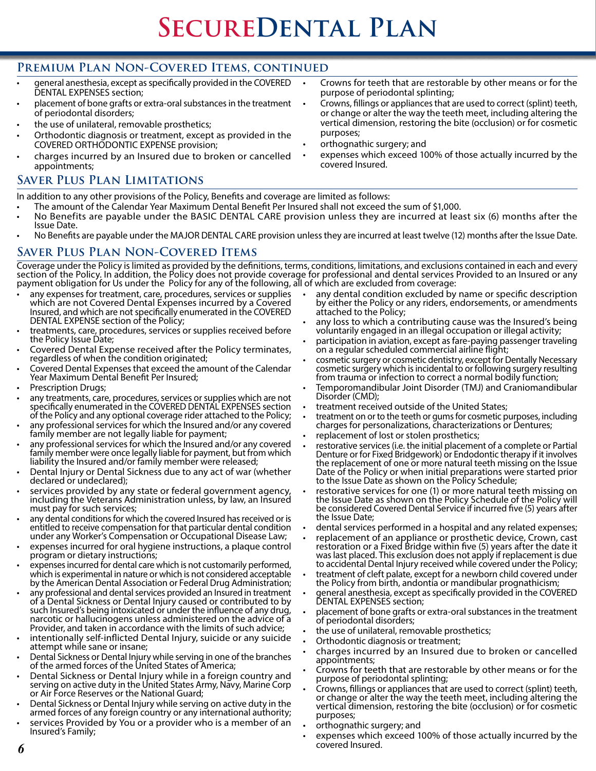## Premium Plan Non-Covered Items, continued

- general anesthesia, except as specifically provided in the COVERED DENTAL EXPENSES section;
- placement of bone grafts or extra-oral substances in the treatment of periodontal disorders;
- the use of unilateral, removable prosthetics;
- Orthodontic diagnosis or treatment, except as provided in the COVERED ORTHODONTIC EXPENSE provision;
- charges incurred by an Insured due to broken or cancelled appointments;
- Crowns for teeth that are restorable by other means or for the purpose of periodontal splinting;
- Crowns, fillings or appliances that are used to correct (splint) teeth, or change or alter the way the teeth meet, including altering the vertical dimension, restoring the bite (occlusion) or for cosmetic purposes;
- orthognathic surgery; and
- expenses which exceed 100% of those actually incurred by the covered Insured.

## Saver Plus Plan Limitations

In addition to any other provisions of the Policy, Benefits and coverage are limited as follows:

- The amount of the Calendar Year Maximum Dental Benefit Per Insured shall not exceed the sum of $1,000.
- No Benefits are payable under the BASIC DENTAL CARE provision unless they are incurred at least six (6) months after the Issue Date.
- No Benefits are payable under the MAJOR DENTAL CARE provision unless they are incurred at least twelve (12) months after the Issue Date.

## Saver Plus Plan Non-Covered Items

Coverage under the Policy is limited as provided by the definitions, terms, conditions, limitations, and exclusions contained in each and every section of the Policy. In addition, the Policy does not provide coverage for professional and dental services Provided to an Insured or any payment obligation for Us under the Policy for any of the following, all of which are excluded from coverage:

- any expenses for treatment, care, procedures, services or supplies which are not Covered Dental Expenses incurred by a Covered Insured, and which are not specifically enumerated in the COVERED DENTAL EXPENSE section of the Policy;
- treatments, care, procedures, services or supplies received before the Policy Issue Date;
- Covered Dental Expense received after the Policy terminates, regardless of when the condition originated;
- Covered Dental Expenses that exceed the amount of the Calendar Year Maximum Dental Benefit Per Insured;
- Prescription Drugs;
- any treatments, care, procedures, services or supplies which are not specifically enumerated in the COVERED DENTAL EXPENSES section of the Policy and any optional coverage rider attached to the Policy;
- any professional services for which the Insured and/or any covered family member are not legally liable for payment;
- any professional services for which the Insured and/or any covered family member were once legally liable for payment, but from which liability the Insured and/or family member were released;
- Dental Injury or Dental Sickness due to any act of war (whether declared or undeclared);
- services provided by any state or federal government agency, including the Veterans Administration unless, by law, an Insured must pay for such services;
- any dental conditions for which the covered Insured has received or is entitled to receive compensation for that particular dental condition under any Worker's Compensation or Occupational Disease Law;
- expenses incurred for oral hygiene instructions, a plaque control program or dietary instructions;
- expenses incurred for dental care which is not customarily performed, which is experimental in nature or which is not considered acceptable by the American Dental Association or Federal Drug Administration;
- any professional and dental services provided an Insured in treatment of a Dental Sickness or Dental Injury caused or contributed to by such Insured's being intoxicated or under the influence of any drug, narcotic or hallucinogens unless administered on the advice of a Provider, and taken in accordance with the limits of such advice;
- intentionally self-inflicted Dental Injury, suicide or any suicide attempt while sane or insane;
- Dental Sickness or Dental Injury while serving in one of the branches of the armed forces of the United States of America;
- Dental Sickness or Dental Injury while in a foreign country and serving on active duty in the United States Army, Navy, Marine Corp or Air Force Reserves or the National Guard;
- Dental Sickness or Dental Injury while serving on active duty in the armed forces of any foreign country or any international authority;
- services Provided by You or a provider who is a member of an Insured's Family;
- any dental condition excluded by name or specific description by either the Policy or any riders, endorsements, or amendments attached to the Policy;
- any loss to which a contributing cause was the Insured's being voluntarily engaged in an illegal occupation or illegal activity;
- participation in aviation, except as fare-paying passenger traveling on a regular scheduled commercial airline flight;
- cosmetic surgery or cosmetic dentistry, except for Dentally Necessary cosmetic surgery which is incidental to or following surgery resulting from trauma or infection to correct a normal bodily function;
- Temporomandibular Joint Disorder (TMJ) and Craniomandibular Disorder (CMD);
- treatment received outside of the United States;
- treatment on or to the teeth or gums for cosmetic purposes, including charges for personalizations, characterizations or Dentures;
- replacement of lost or stolen prosthetics;
- restorative services (i.e. the initial placement of a complete or Partial Denture or for Fixed Bridgework) or Endodontic therapy if it involves the replacement of one or more natural teeth missing on the Issue Date of the Policy or when initial preparations were started prior to the Issue Date as shown on the Policy Schedule;
- restorative services for one (1) or more natural teeth missing on the Issue Date as shown on the Policy Schedule of the Policy will be considered Covered Dental Service if incurred five (5) years after the Issue Date;
- dental services performed in a hospital and any related expenses;
- replacement of an appliance or prosthetic device, Crown, cast restoration or a Fixed Bridge within five (5) years after the date it was last placed. This exclusion does not apply if replacement is due to accidental Dental Injury received while covered under the Policy;
- treatment of cleft palate, except for a newborn child covered under the Policy from birth, andontia or mandibular prognathicism;
- general anesthesia, except as specifically provided in the COVERED DENTAL EXPENSES section;
- placement of bone grafts or extra-oral substances in the treatment of periodontal disorders;
- the use of unilateral, removable prosthetics;
- Orthodontic diagnosis or treatment;
- charges incurred by an Insured due to broken or cancelled appointments;
- Crowns for teeth that are restorable by other means or for the purpose of periodontal splinting;
- Crowns, fillings or appliances that are used to correct (splint) teeth, or change or alter the way the teeth meet, including altering the vertical dimension, restoring the bite (occlusion) or for cosmetic purposes;
- orthognathic surgery; and
- expenses which exceed 100% of those actually incurred by the covered Insured.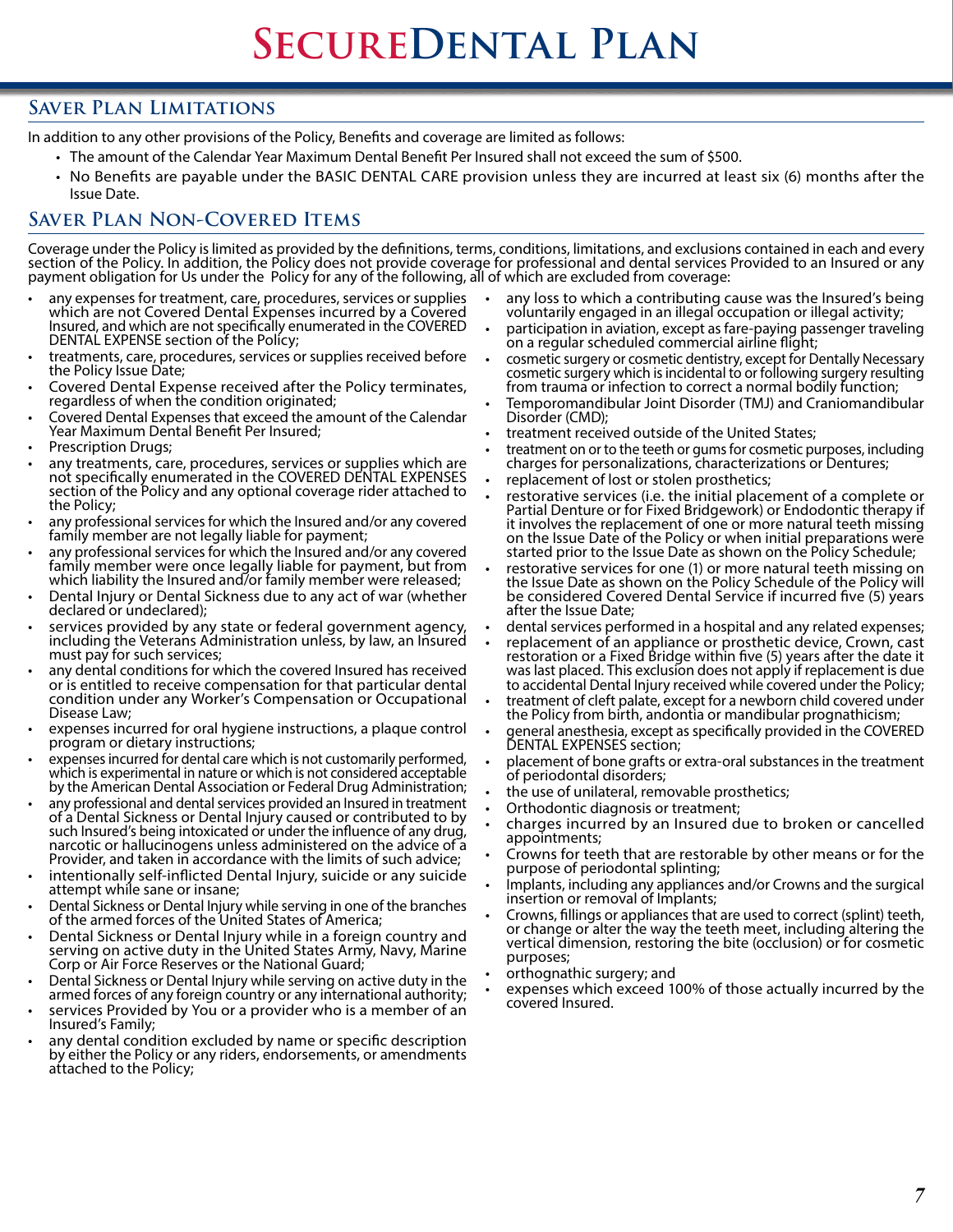# SecureDental Plan

## Saver Plan Limitations

In addition to any other provisions of the Policy, Benefits and coverage are limited as follows:

- The amount of the Calendar Year Maximum Dental Benefit Per Insured shall not exceed the sum of $500.
- No Benefits are payable under the BASIC DENTAL CARE provision unless they are incurred at least six (6) months after the Issue Date.

## Saver Plan Non-Covered Items

Coverage under the Policy is limited as provided by the definitions, terms, conditions, limitations, and exclusions contained in each and every section of the Policy. In addition, the Policy does not provide coverage for professional and dental services Provided to an Insured or any payment obligation for Us under the Policy for any of the following, all of which are excluded from coverage:

- any expenses for treatment, care, procedures, services or supplies which are not Covered Dental Expenses incurred by a Covered Insured, and which are not specifically enumerated in the COVERED DENTAL EXPENSE section of the Policy;
- treatments, care, procedures, services or supplies received before the Policy Issue Date;
- Covered Dental Expense received after the Policy terminates, regardless of when the condition originated;
- Covered Dental Expenses that exceed the amount of the Calendar Year Maximum Dental Benefit Per Insured;
- Prescription Drugs;
- any treatments, care, procedures, services or supplies which are not specifically enumerated in the COVERED DENTAL EXPENSES section of the Policy and any optional coverage rider attached to the Policy;
- any professional services for which the Insured and/or any covered family member are not legally liable for payment;
- any professional services for which the Insured and/or any covered family member were once legally liable for payment, but from which liability the Insured and/or family member were released;
- Dental Injury or Dental Sickness due to any act of war (whether declared or undeclared);
- services provided by any state or federal government agency, including the Veterans Administration unless, by law, an Insured must pay for such services;
- any dental conditions for which the covered Insured has received or is entitled to receive compensation for that particular dental condition under any Worker's Compensation or Occupational Disease Law;
- expenses incurred for oral hygiene instructions, a plaque control program or dietary instructions;
- expenses incurred for dental care which is not customarily performed, which is experimental in nature or which is not considered acceptable by the American Dental Association or Federal Drug Administration;
- any professional and dental services provided an Insured in treatment of a Dental Sickness or Dental Injury caused or contributed to by such Insured's being intoxicated or under the influence of any drug, narcotic or hallucinogens unless administered on the advice of a Provider, and taken in accordance with the limits of such advice;
- intentionally self-inflicted Dental Injury, suicide or any suicide attempt while sane or insane;
- Dental Sickness or Dental Injury while serving in one of the branches of the armed forces of the United States of America;
- Dental Sickness or Dental Injury while in a foreign country and serving on active duty in the United States Army, Navy, Marine Corp or Air Force Reserves or the National Guard;
- Dental Sickness or Dental Injury while serving on active duty in the armed forces of any foreign country or any international authority;
- services Provided by You or a provider who is a member of an Insured's Family;
- any dental condition excluded by name or specific description by either the Policy or any riders, endorsements, or amendments attached to the Policy;
- any loss to which a contributing cause was the Insured's being voluntarily engaged in an illegal occupation or illegal activity;
- participation in aviation, except as fare-paying passenger traveling on a regular scheduled commercial airline flight;
- cosmetic surgery or cosmetic dentistry, except for Dentally Necessary cosmetic surgery which is incidental to or following surgery resulting from trauma or infection to correct a normal bodily function;
- Temporomandibular Joint Disorder (TMJ) and Craniomandibular Disorder (CMD);
- treatment received outside of the United States;
- treatment on or to the teeth or gums for cosmetic purposes, including charges for personalizations, characterizations or Dentures;
- replacement of lost or stolen prosthetics;
- restorative services (i.e. the initial placement of a complete or Partial Denture or for Fixed Bridgework) or Endodontic therapy if it involves the replacement of one or more natural teeth missing on the Issue Date of the Policy or when initial preparations were started prior to the Issue Date as shown on the Policy Schedule;
- restorative services for one (1) or more natural teeth missing on the Issue Date as shown on the Policy Schedule of the Policy will be considered Covered Dental Service if incurred five (5) years after the Issue Date;
- dental services performed in a hospital and any related expenses;
- replacement of an appliance or prosthetic device, Crown, cast restoration or a Fixed Bridge within five (5) years after the date it was last placed. This exclusion does not apply if replacement is due to accidental Dental Injury received while covered under the Policy;
- treatment of cleft palate, except for a newborn child covered under the Policy from birth, andontia or mandibular prognathicism;
- general anesthesia, except as specifically provided in the COVERED DENTAL EXPENSES section;
- placement of bone grafts or extra-oral substances in the treatment of periodontal disorders;
- the use of unilateral, removable prosthetics;
- Orthodontic diagnosis or treatment;
- charges incurred by an Insured due to broken or cancelled appointments;
- Crowns for teeth that are restorable by other means or for the purpose of periodontal splinting;
- Implants, including any appliances and/or Crowns and the surgical insertion or removal of Implants;
- Crowns, fillings or appliances that are used to correct (splint) teeth, or change or alter the way the teeth meet, including altering the vertical dimension, restoring the bite (occlusion) or for cosmetic purposes;
- orthognathic surgery; and
- expenses which exceed 100% of those actually incurred by the covered Insured.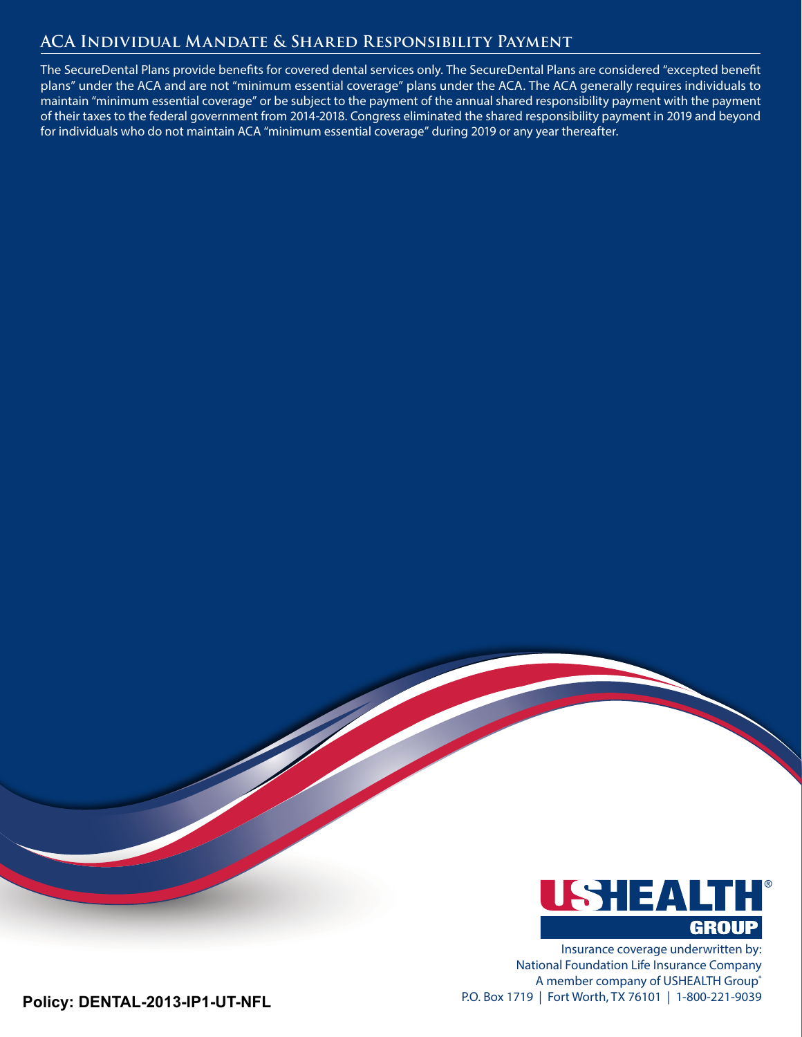## ACA Individual Mandate & Shared Responsibility Payment

The SecureDental Plans provide benefits for covered dental services only. The SecureDental Plans are considered "excepted benefit plans" under the ACA and are not "minimum essential coverage" plans under the ACA. The ACA generally requires individuals to maintain "minimum essential coverage" or be subject to the payment of the annual shared responsibility payment with the payment of their taxes to the federal government from 2014-2018. Congress eliminated the shared responsibility payment in 2019 and beyond for individuals who do not maintain ACA "minimum essential coverage" during 2019 or any year thereafter.

USHEALTH® GROUP

Insurance coverage underwritten by:
National Foundation Life Insurance Company
A member company of USHEALTH Group®
P.O. Box 1719 | Fort Worth, TX 76101 | 1-800-221-9039

**Policy: DENTAL-2013-IP1-UT-NFL**